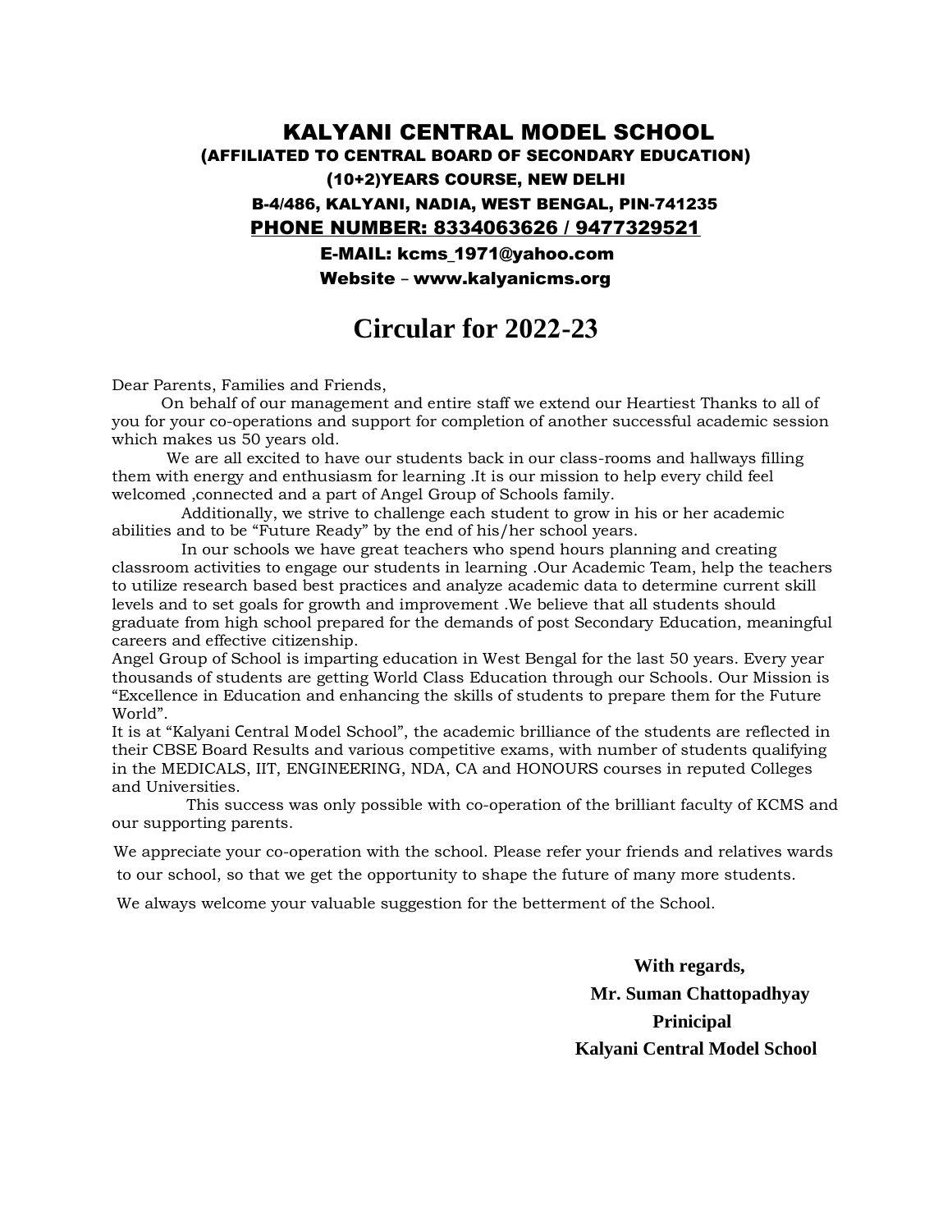# KALYANI CENTRAL MODEL SCHOOL

**(AFFILIATED TO CENTRAL BOARD OF SECONDARY EDUCATION)**

**(10+2)YEARS COURSE, NEW DELHI**

**B-4/486, KALYANI, NADIA, WEST BENGAL, PIN-741235**

**PHONE NUMBER: 8334063626 / 9477329521**

**E-MAIL: kcms_1971@yahoo.com**

**Website – www.kalyanicms.org**

## Circular for 2022-23

Dear Parents, Families and Friends,

On behalf of our management and entire staff we extend our Heartiest Thanks to all of you for your co-operations and support for completion of another successful academic session which makes us 50 years old.

We are all excited to have our students back in our class-rooms and hallways filling them with energy and enthusiasm for learning .It is our mission to help every child feel welcomed ,connected and a part of Angel Group of Schools family.

Additionally, we strive to challenge each student to grow in his or her academic abilities and to be "Future Ready" by the end of his/her school years.

In our schools we have great teachers who spend hours planning and creating classroom activities to engage our students in learning .Our Academic Team, help the teachers to utilize research based best practices and analyze academic data to determine current skill levels and to set goals for growth and improvement .We believe that all students should graduate from high school prepared for the demands of post Secondary Education, meaningful careers and effective citizenship.

Angel Group of School is imparting education in West Bengal for the last 50 years. Every year thousands of students are getting World Class Education through our Schools. Our Mission is "Excellence in Education and enhancing the skills of students to prepare them for the Future World".

It is at "Kalyani Central Model School", the academic brilliance of the students are reflected in their CBSE Board Results and various competitive exams, with number of students qualifying in the MEDICALS, IIT, ENGINEERING, NDA, CA and HONOURS courses in reputed Colleges and Universities.

This success was only possible with co-operation of the brilliant faculty of KCMS and our supporting parents.

We appreciate your co-operation with the school. Please refer your friends and relatives wards to our school, so that we get the opportunity to shape the future of many more students.

We always welcome your valuable suggestion for the betterment of the School.

**With regards,**

**Mr. Suman Chattopadhyay**

**Prinicipal**

**Kalyani Central Model School**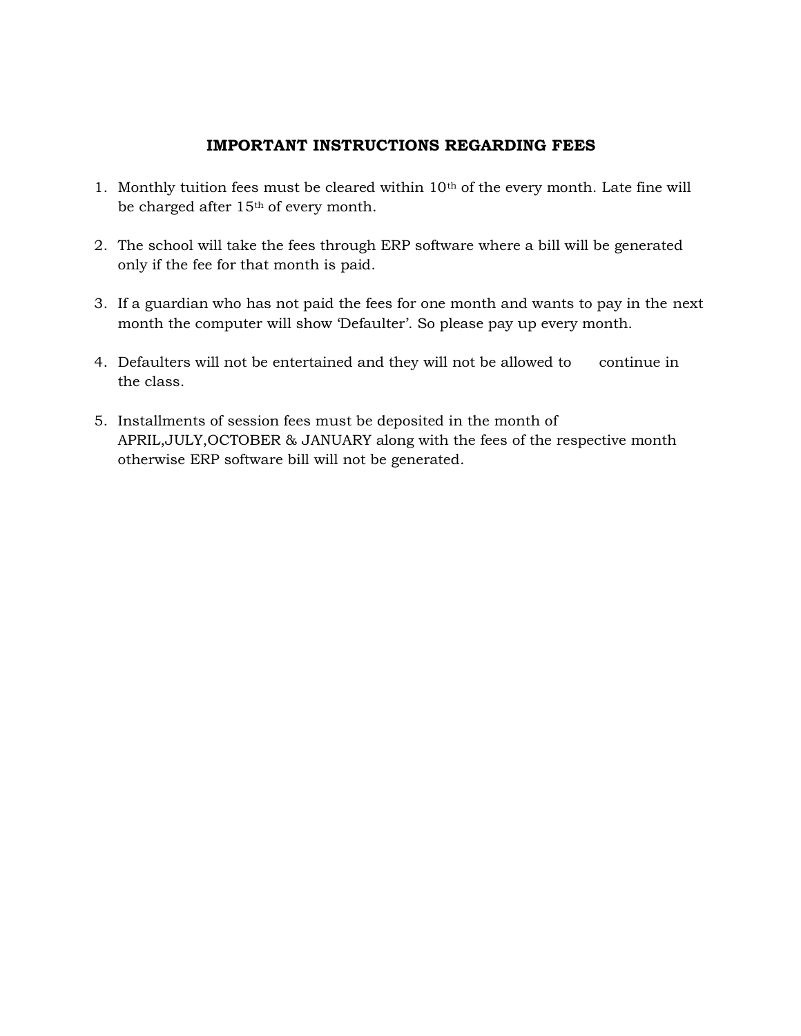## IMPORTANT INSTRUCTIONS REGARDING FEES

1. Monthly tuition fees must be cleared within 10th of the every month. Late fine will be charged after 15th of every month.

2. The school will take the fees through ERP software where a bill will be generated only if the fee for that month is paid.

3. If a guardian who has not paid the fees for one month and wants to pay in the next month the computer will show 'Defaulter'. So please pay up every month.

4. Defaulters will not be entertained and they will not be allowed to continue in the class.

5. Installments of session fees must be deposited in the month of APRIL,JULY,OCTOBER & JANUARY along with the fees of the respective month otherwise ERP software bill will not be generated.